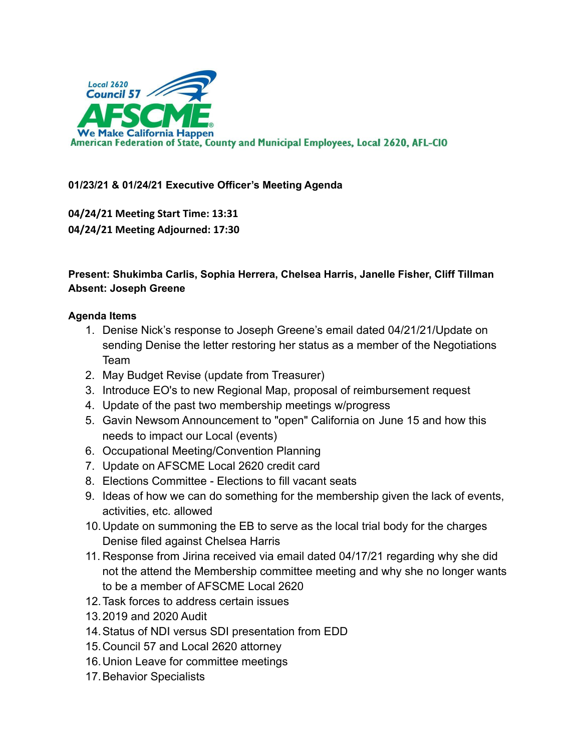Local 2620
Council 57
AFSCME
We Make California Happen
American Federation of State, County and Municipal Employees, Local 2620, AFL-CIO

**01/23/21 & 01/24/21 Executive Officer's Meeting Agenda**

**04/24/21 Meeting Start Time: 13:31**
**04/24/21 Meeting Adjourned: 17:30**

**Present: Shukimba Carlis, Sophia Herrera, Chelsea Harris, Janelle Fisher, Cliff Tillman**
**Absent: Joseph Greene**

**Agenda Items**

1. Denise Nick's response to Joseph Greene's email dated 04/21/21/Update on sending Denise the letter restoring her status as a member of the Negotiations Team
2. May Budget Revise (update from Treasurer)
3. Introduce EO's to new Regional Map, proposal of reimbursement request
4. Update of the past two membership meetings w/progress
5. Gavin Newsom Announcement to "open" California on June 15 and how this needs to impact our Local (events)
6. Occupational Meeting/Convention Planning
7. Update on AFSCME Local 2620 credit card
8. Elections Committee - Elections to fill vacant seats
9. Ideas of how we can do something for the membership given the lack of events, activities, etc. allowed
10. Update on summoning the EB to serve as the local trial body for the charges Denise filed against Chelsea Harris
11. Response from Jirina received via email dated 04/17/21 regarding why she did not the attend the Membership committee meeting and why she no longer wants to be a member of AFSCME Local 2620
12. Task forces to address certain issues
13. 2019 and 2020 Audit
14. Status of NDI versus SDI presentation from EDD
15. Council 57 and Local 2620 attorney
16. Union Leave for committee meetings
17. Behavior Specialists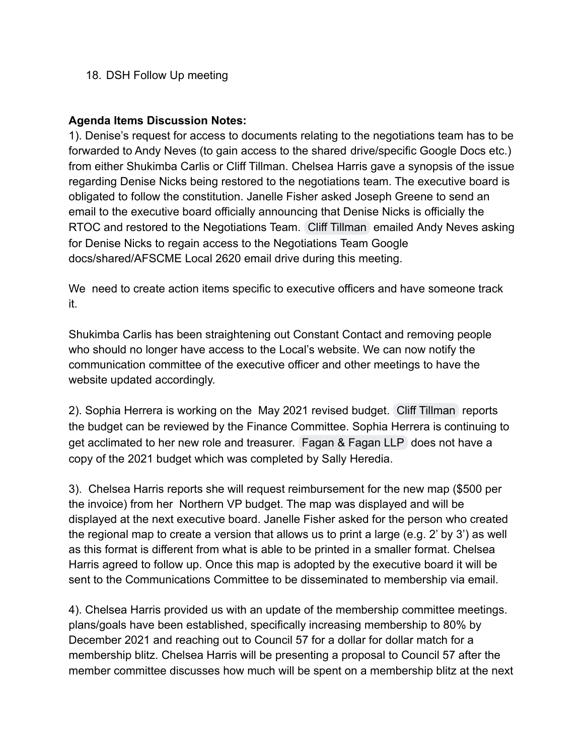18. DSH Follow Up meeting

**Agenda Items Discussion Notes:**

1). Denise's request for access to documents relating to the negotiations team has to be forwarded to Andy Neves (to gain access to the shared drive/specific Google Docs etc.) from either Shukimba Carlis or Cliff Tillman. Chelsea Harris gave a synopsis of the issue regarding Denise Nicks being restored to the negotiations team. The executive board is obligated to follow the constitution. Janelle Fisher asked Joseph Greene to send an email to the executive board officially announcing that Denise Nicks is officially the RTOC and restored to the Negotiations Team. Cliff Tillman emailed Andy Neves asking for Denise Nicks to regain access to the Negotiations Team Google docs/shared/AFSCME Local 2620 email drive during this meeting.

We need to create action items specific to executive officers and have someone track it.

Shukimba Carlis has been straightening out Constant Contact and removing people who should no longer have access to the Local's website. We can now notify the communication committee of the executive officer and other meetings to have the website updated accordingly.

2). Sophia Herrera is working on the May 2021 revised budget. Cliff Tillman reports the budget can be reviewed by the Finance Committee. Sophia Herrera is continuing to get acclimated to her new role and treasurer. Fagan & Fagan LLP does not have a copy of the 2021 budget which was completed by Sally Heredia.

3). Chelsea Harris reports she will request reimbursement for the new map ($500 per the invoice) from her Northern VP budget. The map was displayed and will be displayed at the next executive board. Janelle Fisher asked for the person who created the regional map to create a version that allows us to print a large (e.g. 2' by 3') as well as this format is different from what is able to be printed in a smaller format. Chelsea Harris agreed to follow up. Once this map is adopted by the executive board it will be sent to the Communications Committee to be disseminated to membership via email.

4). Chelsea Harris provided us with an update of the membership committee meetings. plans/goals have been established, specifically increasing membership to 80% by December 2021 and reaching out to Council 57 for a dollar for dollar match for a membership blitz. Chelsea Harris will be presenting a proposal to Council 57 after the member committee discusses how much will be spent on a membership blitz at the next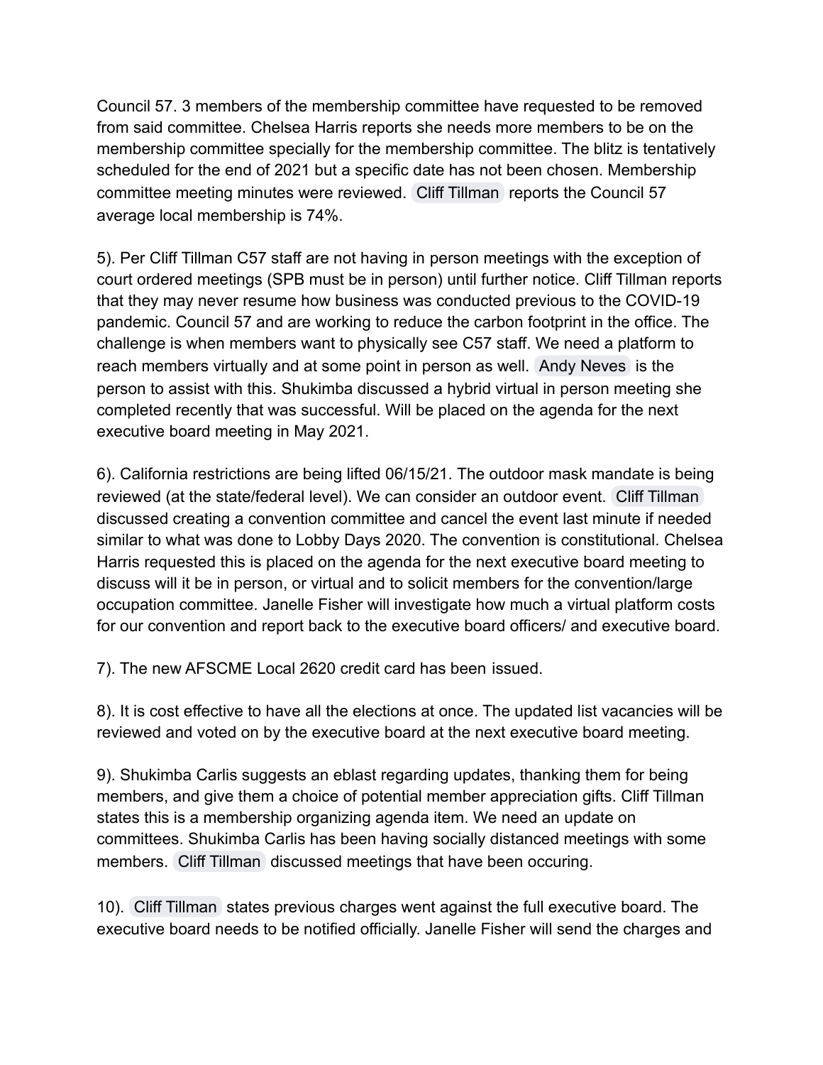Council 57. 3 members of the membership committee have requested to be removed from said committee. Chelsea Harris reports she needs more members to be on the membership committee specially for the membership committee. The blitz is tentatively scheduled for the end of 2021 but a specific date has not been chosen. Membership committee meeting minutes were reviewed. Cliff Tillman reports the Council 57 average local membership is 74%.

5). Per Cliff Tillman C57 staff are not having in person meetings with the exception of court ordered meetings (SPB must be in person) until further notice. Cliff Tillman reports that they may never resume how business was conducted previous to the COVID-19 pandemic. Council 57 and are working to reduce the carbon footprint in the office. The challenge is when members want to physically see C57 staff. We need a platform to reach members virtually and at some point in person as well. Andy Neves is the person to assist with this. Shukimba discussed a hybrid virtual in person meeting she completed recently that was successful. Will be placed on the agenda for the next executive board meeting in May 2021.

6). California restrictions are being lifted 06/15/21. The outdoor mask mandate is being reviewed (at the state/federal level). We can consider an outdoor event. Cliff Tillman discussed creating a convention committee and cancel the event last minute if needed similar to what was done to Lobby Days 2020. The convention is constitutional. Chelsea Harris requested this is placed on the agenda for the next executive board meeting to discuss will it be in person, or virtual and to solicit members for the convention/large occupation committee. Janelle Fisher will investigate how much a virtual platform costs for our convention and report back to the executive board officers/ and executive board.

7). The new AFSCME Local 2620 credit card has been issued.

8). It is cost effective to have all the elections at once. The updated list vacancies will be reviewed and voted on by the executive board at the next executive board meeting.

9). Shukimba Carlis suggests an eblast regarding updates, thanking them for being members, and give them a choice of potential member appreciation gifts. Cliff Tillman states this is a membership organizing agenda item. We need an update on committees. Shukimba Carlis has been having socially distanced meetings with some members. Cliff Tillman discussed meetings that have been occuring.

10). Cliff Tillman states previous charges went against the full executive board. The executive board needs to be notified officially. Janelle Fisher will send the charges and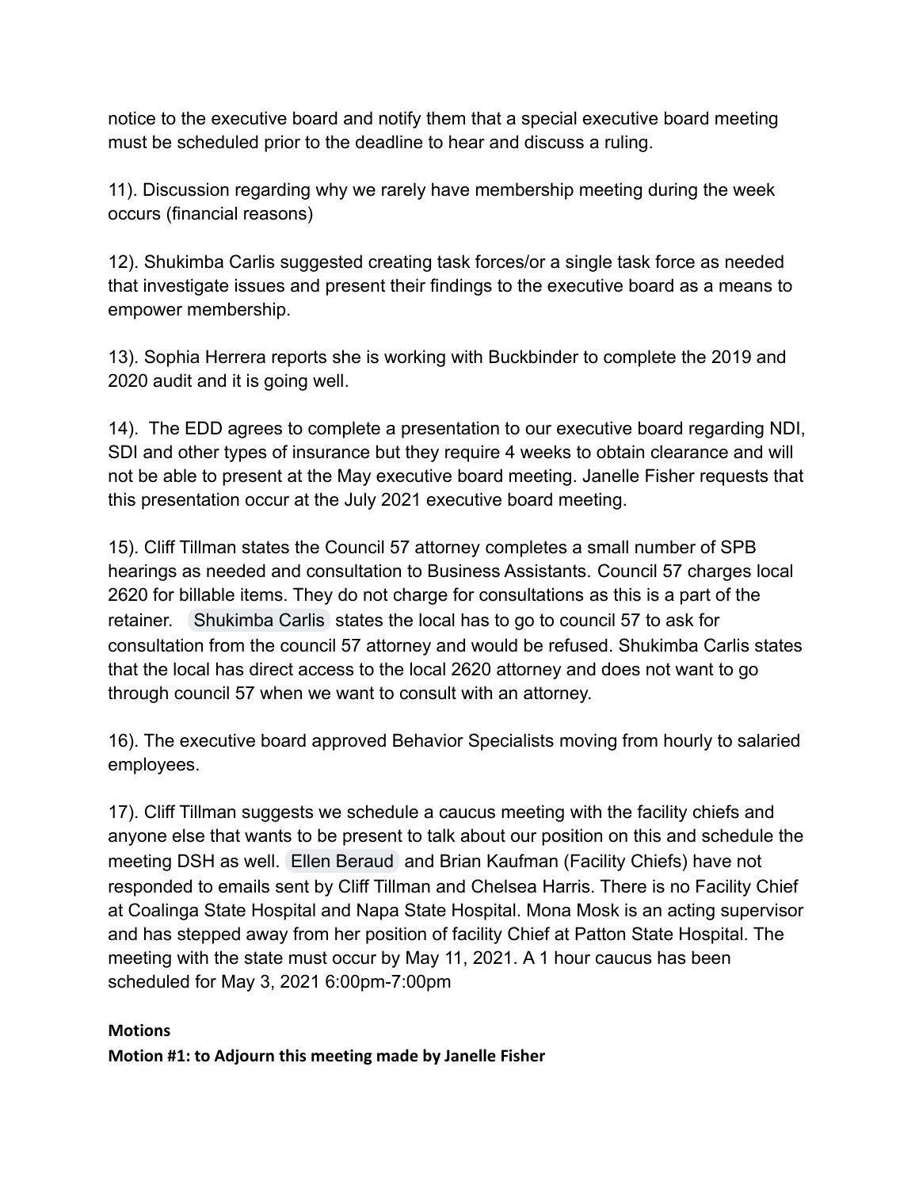notice to the executive board and notify them that a special executive board meeting must be scheduled prior to the deadline to hear and discuss a ruling.

11). Discussion regarding why we rarely have membership meeting during the week occurs (financial reasons)

12). Shukimba Carlis suggested creating task forces/or a single task force as needed that investigate issues and present their findings to the executive board as a means to empower membership.

13). Sophia Herrera reports she is working with Buckbinder to complete the 2019 and 2020 audit and it is going well.

14). The EDD agrees to complete a presentation to our executive board regarding NDI, SDI and other types of insurance but they require 4 weeks to obtain clearance and will not be able to present at the May executive board meeting. Janelle Fisher requests that this presentation occur at the July 2021 executive board meeting.

15). Cliff Tillman states the Council 57 attorney completes a small number of SPB hearings as needed and consultation to Business Assistants. Council 57 charges local 2620 for billable items. They do not charge for consultations as this is a part of the retainer. Shukimba Carlis states the local has to go to council 57 to ask for consultation from the council 57 attorney and would be refused. Shukimba Carlis states that the local has direct access to the local 2620 attorney and does not want to go through council 57 when we want to consult with an attorney.

16). The executive board approved Behavior Specialists moving from hourly to salaried employees.

17). Cliff Tillman suggests we schedule a caucus meeting with the facility chiefs and anyone else that wants to be present to talk about our position on this and schedule the meeting DSH as well. Ellen Beraud and Brian Kaufman (Facility Chiefs) have not responded to emails sent by Cliff Tillman and Chelsea Harris. There is no Facility Chief at Coalinga State Hospital and Napa State Hospital. Mona Mosk is an acting supervisor and has stepped away from her position of facility Chief at Patton State Hospital. The meeting with the state must occur by May 11, 2021. A 1 hour caucus has been scheduled for May 3, 2021 6:00pm-7:00pm

**Motions**

**Motion #1: to Adjourn this meeting made by Janelle Fisher**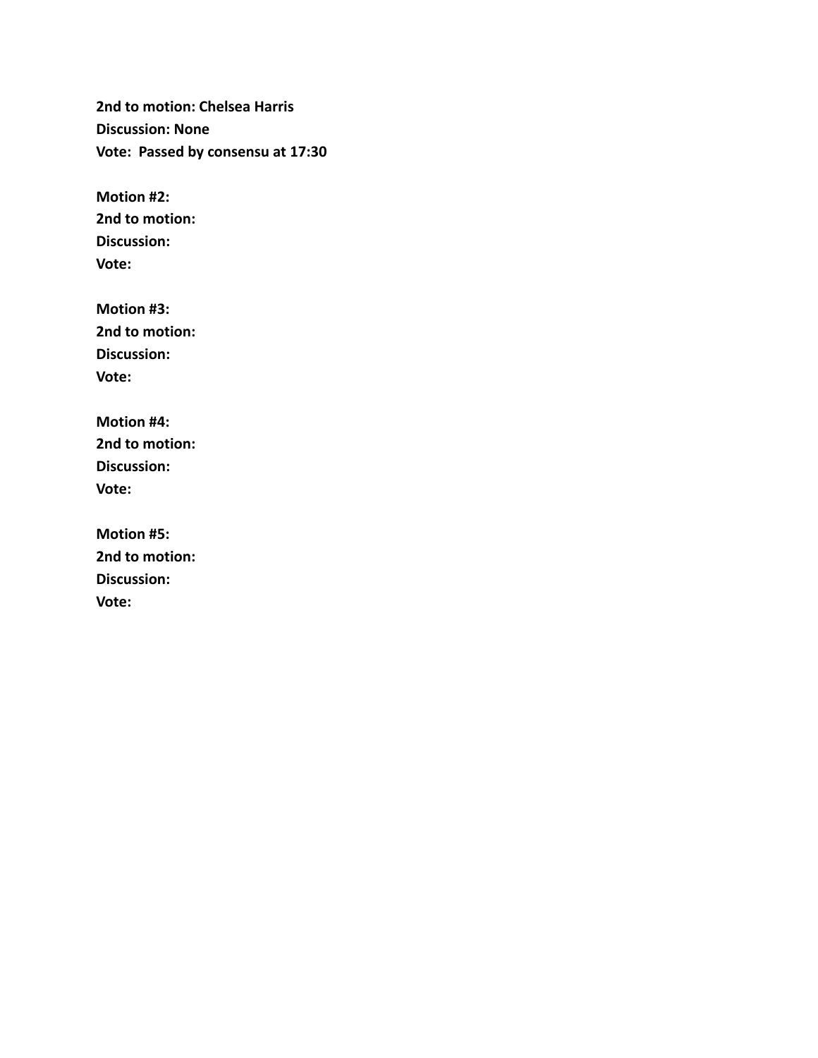**2nd to motion: Chelsea Harris**
**Discussion: None**
**Vote: Passed by consensu at 17:30**

**Motion #2:**
**2nd to motion:**
**Discussion:**
**Vote:**

**Motion #3:**
**2nd to motion:**
**Discussion:**
**Vote:**

**Motion #4:**
**2nd to motion:**
**Discussion:**
**Vote:**

**Motion #5:**
**2nd to motion:**
**Discussion:**
**Vote:**